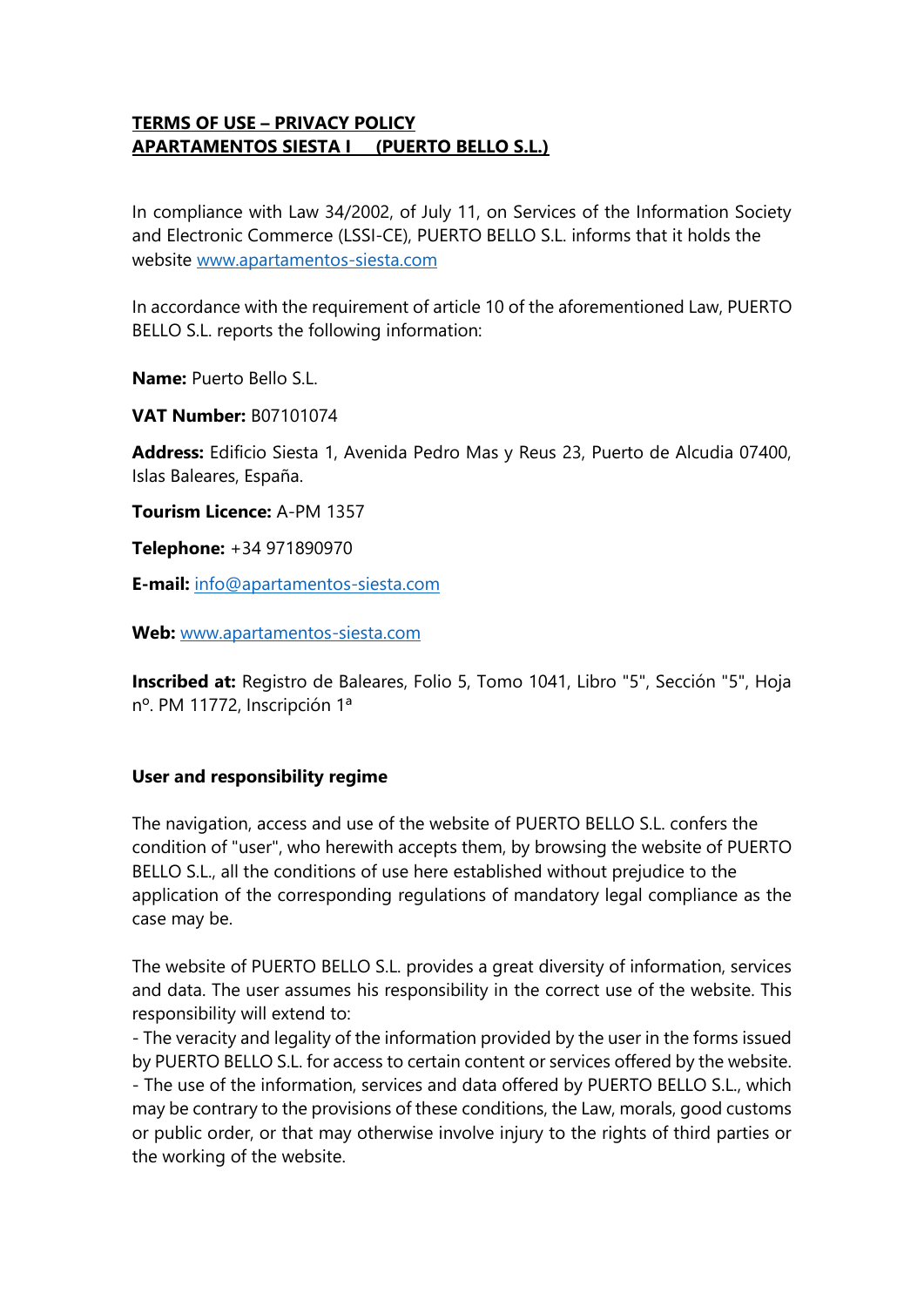# TERMS OF USE – PRIVACY POLICY
# APARTAMENTOS SIESTA I (PUERTO BELLO S.L.)

In compliance with Law 34/2002, of July 11, on Services of the Information Society and Electronic Commerce (LSSI-CE), PUERTO BELLO S.L. informs that it holds the website www.apartamentos-siesta.com

In accordance with the requirement of article 10 of the aforementioned Law, PUERTO BELLO S.L. reports the following information:

**Name:** Puerto Bello S.L.

**VAT Number:** B07101074

**Address:** Edificio Siesta 1, Avenida Pedro Mas y Reus 23, Puerto de Alcudia 07400, Islas Baleares, España.

**Tourism Licence:** A-PM 1357

**Telephone:** +34 971890970

**E-mail:** info@apartamentos-siesta.com

**Web:** www.apartamentos-siesta.com

**Inscribed at:** Registro de Baleares, Folio 5, Tomo 1041, Libro "5", Sección "5", Hoja nº. PM 11772, Inscripción 1ª

## User and responsibility regime

The navigation, access and use of the website of PUERTO BELLO S.L. confers the condition of "user", who herewith accepts them, by browsing the website of PUERTO BELLO S.L., all the conditions of use here established without prejudice to the application of the corresponding regulations of mandatory legal compliance as the case may be.

The website of PUERTO BELLO S.L. provides a great diversity of information, services and data. The user assumes his responsibility in the correct use of the website. This responsibility will extend to:

- The veracity and legality of the information provided by the user in the forms issued by PUERTO BELLO S.L. for access to certain content or services offered by the website.
- The use of the information, services and data offered by PUERTO BELLO S.L., which may be contrary to the provisions of these conditions, the Law, morals, good customs or public order, or that may otherwise involve injury to the rights of third parties or the working of the website.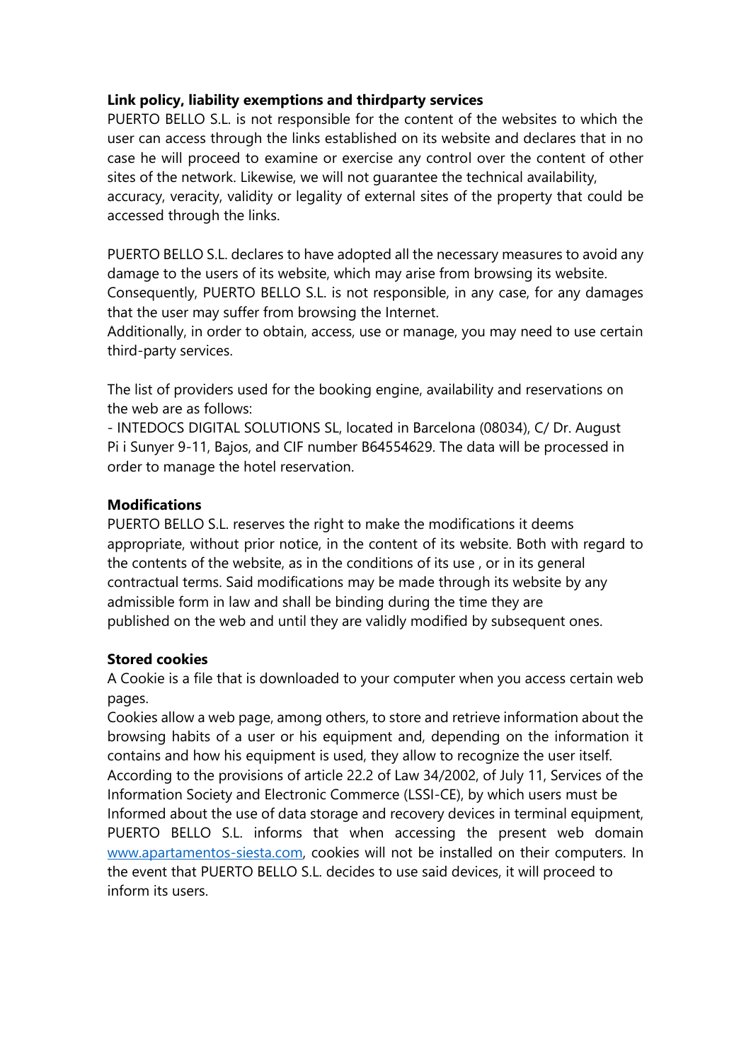**Link policy, liability exemptions and thirdparty services**

PUERTO BELLO S.L. is not responsible for the content of the websites to which the user can access through the links established on its website and declares that in no case he will proceed to examine or exercise any control over the content of other sites of the network. Likewise, we will not guarantee the technical availability, accuracy, veracity, validity or legality of external sites of the property that could be accessed through the links.

PUERTO BELLO S.L. declares to have adopted all the necessary measures to avoid any damage to the users of its website, which may arise from browsing its website. Consequently, PUERTO BELLO S.L. is not responsible, in any case, for any damages that the user may suffer from browsing the Internet.
Additionally, in order to obtain, access, use or manage, you may need to use certain third-party services.

The list of providers used for the booking engine, availability and reservations on the web are as follows:
- INTEDOCS DIGITAL SOLUTIONS SL, located in Barcelona (08034), C/ Dr. August Pi i Sunyer 9-11, Bajos, and CIF number B64554629. The data will be processed in order to manage the hotel reservation.

**Modifications**

PUERTO BELLO S.L. reserves the right to make the modifications it deems appropriate, without prior notice, in the content of its website. Both with regard to the contents of the website, as in the conditions of its use , or in its general contractual terms. Said modifications may be made through its website by any admissible form in law and shall be binding during the time they are published on the web and until they are validly modified by subsequent ones.

**Stored cookies**

A Cookie is a file that is downloaded to your computer when you access certain web pages.
Cookies allow a web page, among others, to store and retrieve information about the browsing habits of a user or his equipment and, depending on the information it contains and how his equipment is used, they allow to recognize the user itself.
According to the provisions of article 22.2 of Law 34/2002, of July 11, Services of the Information Society and Electronic Commerce (LSSI-CE), by which users must be Informed about the use of data storage and recovery devices in terminal equipment, PUERTO BELLO S.L. informs that when accessing the present web domain www.apartamentos-siesta.com, cookies will not be installed on their computers. In the event that PUERTO BELLO S.L. decides to use said devices, it will proceed to inform its users.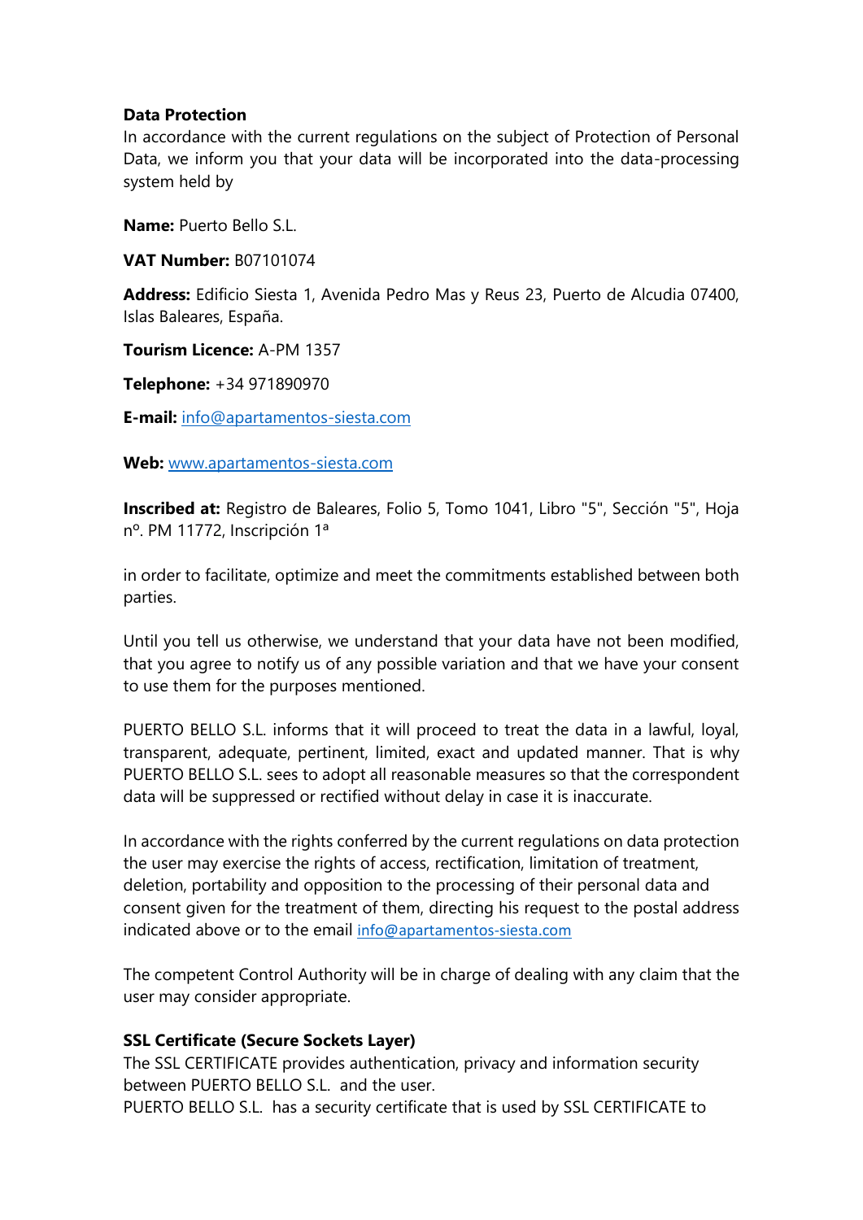**Data Protection**
In accordance with the current regulations on the subject of Protection of Personal Data, we inform you that your data will be incorporated into the data-processing system held by

**Name:** Puerto Bello S.L.

**VAT Number:** B07101074

**Address:** Edificio Siesta 1, Avenida Pedro Mas y Reus 23, Puerto de Alcudia 07400, Islas Baleares, España.

**Tourism Licence:** A-PM 1357

**Telephone:** +34 971890970

**E-mail:** info@apartamentos-siesta.com

**Web:** www.apartamentos-siesta.com

**Inscribed at:** Registro de Baleares, Folio 5, Tomo 1041, Libro "5", Sección "5", Hoja nº. PM 11772, Inscripción 1ª

in order to facilitate, optimize and meet the commitments established between both parties.

Until you tell us otherwise, we understand that your data have not been modified, that you agree to notify us of any possible variation and that we have your consent to use them for the purposes mentioned.

PUERTO BELLO S.L. informs that it will proceed to treat the data in a lawful, loyal, transparent, adequate, pertinent, limited, exact and updated manner. That is why PUERTO BELLO S.L. sees to adopt all reasonable measures so that the correspondent data will be suppressed or rectified without delay in case it is inaccurate.

In accordance with the rights conferred by the current regulations on data protection the user may exercise the rights of access, rectification, limitation of treatment, deletion, portability and opposition to the processing of their personal data and consent given for the treatment of them, directing his request to the postal address indicated above or to the email info@apartamentos-siesta.com

The competent Control Authority will be in charge of dealing with any claim that the user may consider appropriate.

**SSL Certificate (Secure Sockets Layer)**
The SSL CERTIFICATE provides authentication, privacy and information security between PUERTO BELLO S.L. and the user.
PUERTO BELLO S.L. has a security certificate that is used by SSL CERTIFICATE to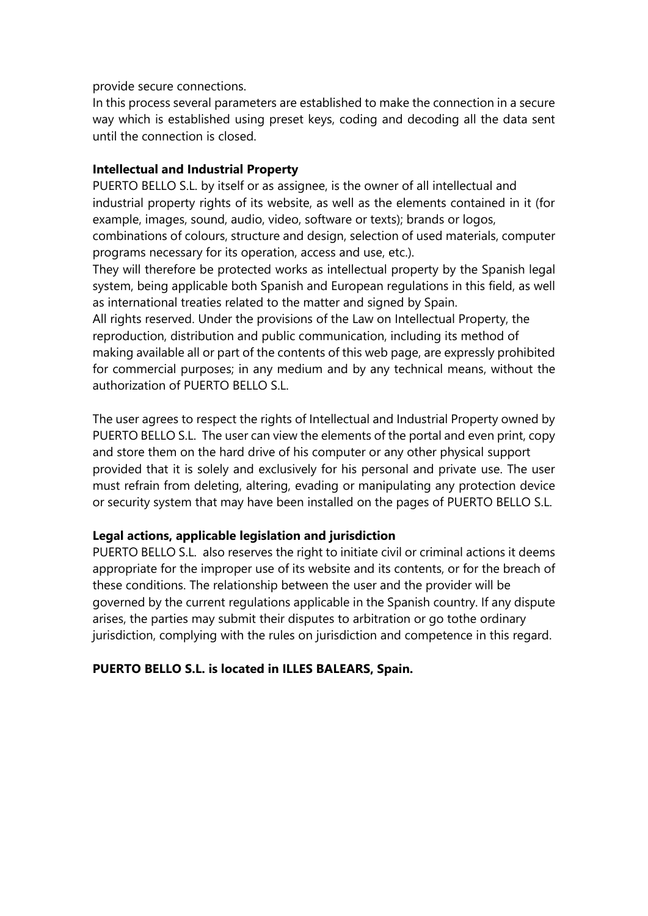provide secure connections.

In this process several parameters are established to make the connection in a secure way which is established using preset keys, coding and decoding all the data sent until the connection is closed.

**Intellectual and Industrial Property**

PUERTO BELLO S.L. by itself or as assignee, is the owner of all intellectual and industrial property rights of its website, as well as the elements contained in it (for example, images, sound, audio, video, software or texts); brands or logos, combinations of colours, structure and design, selection of used materials, computer programs necessary for its operation, access and use, etc.).

They will therefore be protected works as intellectual property by the Spanish legal system, being applicable both Spanish and European regulations in this field, as well as international treaties related to the matter and signed by Spain.

All rights reserved. Under the provisions of the Law on Intellectual Property, the reproduction, distribution and public communication, including its method of making available all or part of the contents of this web page, are expressly prohibited for commercial purposes; in any medium and by any technical means, without the authorization of PUERTO BELLO S.L.

The user agrees to respect the rights of Intellectual and Industrial Property owned by PUERTO BELLO S.L. The user can view the elements of the portal and even print, copy and store them on the hard drive of his computer or any other physical support provided that it is solely and exclusively for his personal and private use. The user must refrain from deleting, altering, evading or manipulating any protection device or security system that may have been installed on the pages of PUERTO BELLO S.L.

**Legal actions, applicable legislation and jurisdiction**

PUERTO BELLO S.L. also reserves the right to initiate civil or criminal actions it deems appropriate for the improper use of its website and its contents, or for the breach of these conditions. The relationship between the user and the provider will be governed by the current regulations applicable in the Spanish country. If any dispute arises, the parties may submit their disputes to arbitration or go tothe ordinary jurisdiction, complying with the rules on jurisdiction and competence in this regard.

**PUERTO BELLO S.L. is located in ILLES BALEARS, Spain.**